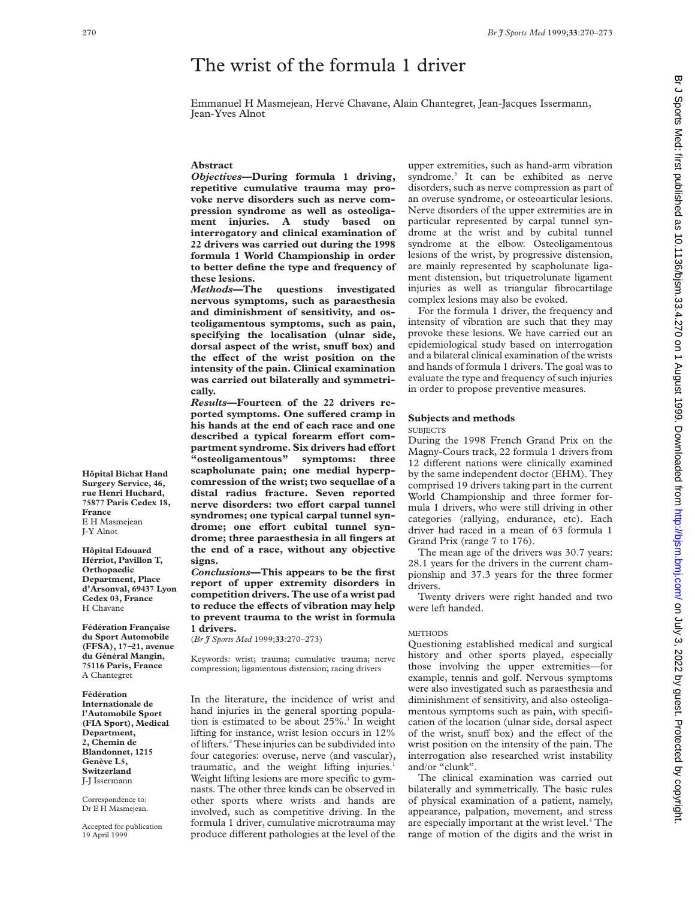# The wrist of the formula 1 driver

Emmanuel H Masmejean, Hervé Chavane, Alain Chantegret, Jean-Jacques Issermann, Jean-Yves Alnot

## Abstract

***Objectives*—During formula 1 driving, repetitive cumulative trauma may provoke nerve disorders such as nerve compression syndrome as well as osteoligament injuries. A study based on interrogatory and clinical examination of 22 drivers was carried out during the 1998 formula 1 World Championship in order to better define the type and frequency of these lesions.**

***Methods*—The questions investigated nervous symptoms, such as paraesthesia and diminishment of sensitivity, and osteoligamentous symptoms, such as pain, specifying the localisation (ulnar side, dorsal aspect of the wrist, snuff box) and the effect of the wrist position on the intensity of the pain. Clinical examination was carried out bilaterally and symmetrically.**

***Results*—Fourteen of the 22 drivers reported symptoms. One suffered cramp in his hands at the end of each race and one described a typical forearm effort compartment syndrome. Six drivers had effort "osteoligamentous" symptoms: three scapholunate pain; one medial hyperpcomression of the wrist; two sequellae of a distal radius fracture. Seven reported nerve disorders: two effort carpal tunnel syndromes; one typical carpal tunnel syndrome; one effort cubital tunnel syndrome; three paraesthesia in all fingers at the end of a race, without any objective signs.**

***Conclusions*—This appears to be the first report of upper extremity disorders in competition drivers. The use of a wrist pad to reduce the effects of vibration may help to prevent trauma to the wrist in formula 1 drivers.**

(*Br J Sports Med* 1999;**33**:270–273)

Keywords: wrist; trauma; cumulative trauma; nerve compression; ligamentous distension; racing drivers

**Hôpital Bichat Hand Surgery Service, 46, rue Henri Huchard, 75877 Paris Cedex 18, France**
E H Masmejean
J-Y Alnot

**Hôpital Edouard Hérriot, Pavillon T, Orthopaedic Department, Place d'Arsonval, 69437 Lyon Cedex 03, France**
H Chavane

**Fédération Française du Sport Automobile (FFSA), 17–21, avenue du Général Mangin, 75116 Paris, France**
A Chantegret

**Fédération Internationale de l'Automobile Sport (FIA Sport), Medical Department, 2, Chemin de Blandonnet, 1215 Genève L5, Switzerland**
J-J Issermann

Correspondence to: Dr E H Masmejean.

Accepted for publication 19 April 1999

In the literature, the incidence of wrist and hand injuries in the general sporting population is estimated to be about 25%.[1] In weight lifting for instance, wrist lesion occurs in 12% of lifters.[2] These injuries can be subdivided into four categories: overuse, nerve (and vascular), traumatic, and the weight lifting injuries.[1] Weight lifting lesions are more specific to gymnasts. The other three kinds can be observed in other sports where wrists and hands are involved, such as competitive driving. In the formula 1 driver, cumulative microtrauma may produce different pathologies at the level of the upper extremities, such as hand-arm vibration syndrome.[3] It can be exhibited as nerve disorders, such as nerve compression as part of an overuse syndrome, or osteoarticular lesions. Nerve disorders of the upper extremities are in particular represented by carpal tunnel syndrome at the wrist and by cubital tunnel syndrome at the elbow. Osteoligamentous lesions of the wrist, by progressive distension, are mainly represented by scapholunate ligament distension, but triquetrolunate ligament injuries as well as triangular fibrocartilage complex lesions may also be evoked.

For the formula 1 driver, the frequency and intensity of vibration are such that they may provoke these lesions. We have carried out an epidemiological study based on interrogation and a bilateral clinical examination of the wrists and hands of formula 1 drivers. The goal was to evaluate the type and frequency of such injuries in order to propose preventive measures.

## Subjects and methods

### SUBJECTS

During the 1998 French Grand Prix on the Magny-Cours track, 22 formula 1 drivers from 12 different nations were clinically examined by the same independent doctor (EHM). They comprised 19 drivers taking part in the current World Championship and three former formula 1 drivers, who were still driving in other categories (rallying, endurance, etc). Each driver had raced in a mean of 63 formula 1 Grand Prix (range 7 to 176).

The mean age of the drivers was 30.7 years: 28.1 years for the drivers in the current championship and 37.3 years for the three former drivers.

Twenty drivers were right handed and two were left handed.

### METHODS

Questioning established medical and surgical history and other sports played, especially those involving the upper extremities—for example, tennis and golf. Nervous symptoms were also investigated such as paraesthesia and diminishment of sensitivity, and also osteoligamentous symptoms such as pain, with specification of the location (ulnar side, dorsal aspect of the wrist, snuff box) and the effect of the wrist position on the intensity of the pain. The interrogation also researched wrist instability and/or "clunk".

The clinical examination was carried out bilaterally and symmetrically. The basic rules of physical examination of a patient, namely, appearance, palpation, movement, and stress are especially important at the wrist level.[4] The range of motion of the digits and the wrist in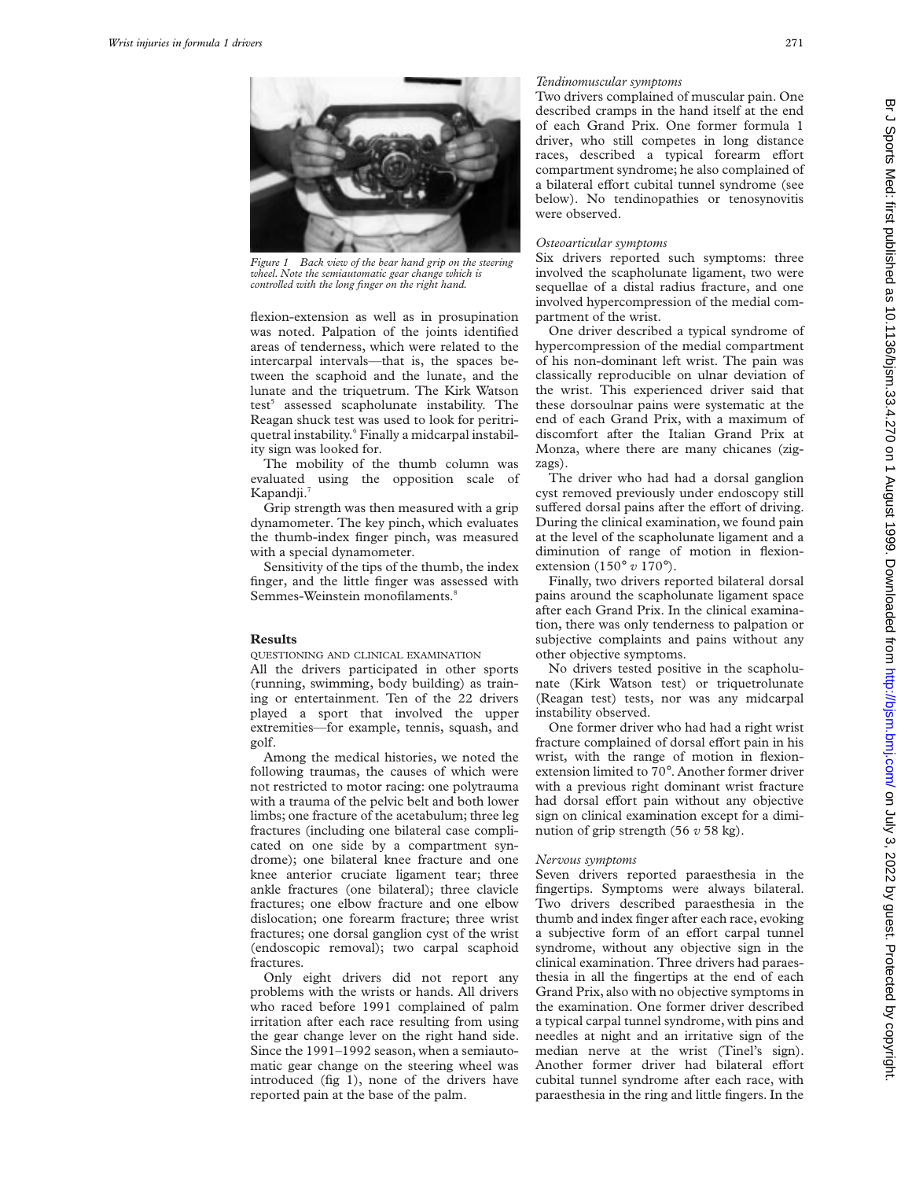Figure 1 Back view of the bear hand grip on the steering wheel. Note the semiautomatic gear change which is controlled with the long finger on the right hand.

flexion-extension as well as in prosupination was noted. Palpation of the joints identified areas of tenderness, which were related to the intercarpal intervals—that is, the spaces between the scaphoid and the lunate, and the lunate and the triquetrum. The Kirk Watson test[5] assessed scapholunate instability. The Reagan shuck test was used to look for peritriquetral instability.[6] Finally a midcarpal instability sign was looked for.

The mobility of the thumb column was evaluated using the opposition scale of Kapandji.[7]

Grip strength was then measured with a grip dynamometer. The key pinch, which evaluates the thumb-index finger pinch, was measured with a special dynamometer.

Sensitivity of the tips of the thumb, the index finger, and the little finger was assessed with Semmes-Weinstein monofilaments.[8]

## Results

### QUESTIONING AND CLINICAL EXAMINATION

All the drivers participated in other sports (running, swimming, body building) as training or entertainment. Ten of the 22 drivers played a sport that involved the upper extremities—for example, tennis, squash, and golf.

Among the medical histories, we noted the following traumas, the causes of which were not restricted to motor racing: one polytrauma with a trauma of the pelvic belt and both lower limbs; one fracture of the acetabulum; three leg fractures (including one bilateral case complicated on one side by a compartment syndrome); one bilateral knee fracture and one knee anterior cruciate ligament tear; three ankle fractures (one bilateral); three clavicle fractures; one elbow fracture and one elbow dislocation; one forearm fracture; three wrist fractures; one dorsal ganglion cyst of the wrist (endoscopic removal); two carpal scaphoid fractures.

Only eight drivers did not report any problems with the wrists or hands. All drivers who raced before 1991 complained of palm irritation after each race resulting from using the gear change lever on the right hand side. Since the 1991–1992 season, when a semiautomatic gear change on the steering wheel was introduced (fig 1), none of the drivers have reported pain at the base of the palm.

*Tendinomuscular symptoms*

Two drivers complained of muscular pain. One described cramps in the hand itself at the end of each Grand Prix. One former formula 1 driver, who still competes in long distance races, described a typical forearm effort compartment syndrome; he also complained of a bilateral effort cubital tunnel syndrome (see below). No tendinopathies or tenosynovitis were observed.

*Osteoarticular symptoms*

Six drivers reported such symptoms: three involved the scapholunate ligament, two were sequellae of a distal radius fracture, and one involved hypercompression of the medial compartment of the wrist.

One driver described a typical syndrome of hypercompression of the medial compartment of his non-dominant left wrist. The pain was classically reproducible on ulnar deviation of the wrist. This experienced driver said that these dorsoulnar pains were systematic at the end of each Grand Prix, with a maximum of discomfort after the Italian Grand Prix at Monza, where there are many chicanes (zigzags).

The driver who had had a dorsal ganglion cyst removed previously under endoscopy still suffered dorsal pains after the effort of driving. During the clinical examination, we found pain at the level of the scapholunate ligament and a diminution of range of motion in flexion-extension (150° *v* 170°).

Finally, two drivers reported bilateral dorsal pains around the scapholunate ligament space after each Grand Prix. In the clinical examination, there was only tenderness to palpation or subjective complaints and pains without any other objective symptoms.

No drivers tested positive in the scapholunate (Kirk Watson test) or triquetrolunate (Reagan test) tests, nor was any midcarpal instability observed.

One former driver who had had a right wrist fracture complained of dorsal effort pain in his wrist, with the range of motion in flexion-extension limited to 70°. Another former driver with a previous right dominant wrist fracture had dorsal effort pain without any objective sign on clinical examination except for a diminution of grip strength (56 *v* 58 kg).

*Nervous symptoms*

Seven drivers reported paraesthesia in the fingertips. Symptoms were always bilateral. Two drivers described paraesthesia in the thumb and index finger after each race, evoking a subjective form of an effort carpal tunnel syndrome, without any objective sign in the clinical examination. Three drivers had paraesthesia in all the fingertips at the end of each Grand Prix, also with no objective symptoms in the examination. One former driver described a typical carpal tunnel syndrome, with pins and needles at night and an irritative sign of the median nerve at the wrist (Tinel's sign). Another former driver had bilateral effort cubital tunnel syndrome after each race, with paraesthesia in the ring and little fingers. In the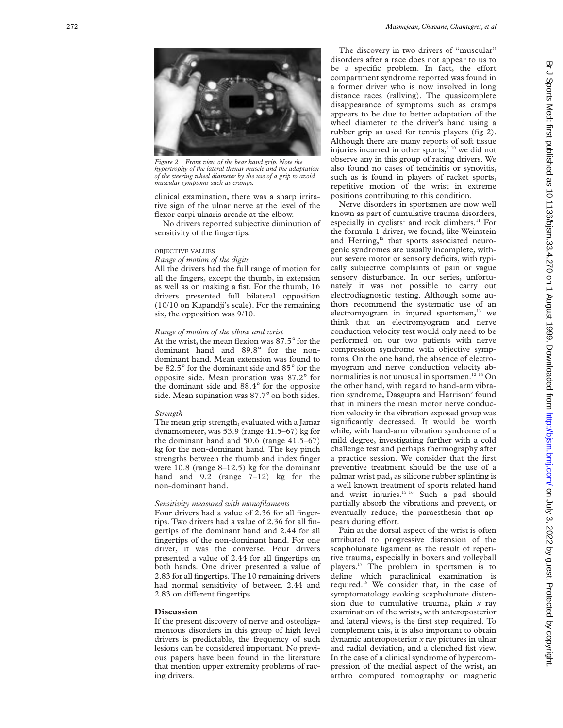*Figure 2 Front view of the bear hand grip. Note the hypertrophy of the lateral thenar muscle and the adaptation of the steering wheel diameter by the use of a grip to avoid muscular symptoms such as cramps.*

clinical examination, there was a sharp irritative sign of the ulnar nerve at the level of the flexor carpi ulnaris arcade at the elbow.

No drivers reported subjective diminution of sensitivity of the fingertips.

OBJECTIVE VALUES

*Range of motion of the digits*

All the drivers had the full range of motion for all the fingers, except the thumb, in extension as well as on making a fist. For the thumb, 16 drivers presented full bilateral opposition (10/10 on Kapandji's scale). For the remaining six, the opposition was 9/10.

*Range of motion of the elbow and wrist*

At the wrist, the mean flexion was 87.5° for the dominant hand and 89.8° for the non-dominant hand. Mean extension was found to be 82.5° for the dominant side and 85° for the opposite side. Mean pronation was 87.2° for the dominant side and 88.4° for the opposite side. Mean supination was 87.7° on both sides.

*Strength*

The mean grip strength, evaluated with a Jamar dynamometer, was 53.9 (range 41.5–67) kg for the dominant hand and 50.6 (range 41.5–67) kg for the non-dominant hand. The key pinch strengths between the thumb and index finger were 10.8 (range 8–12.5) kg for the dominant hand and 9.2 (range 7–12) kg for the non-dominant hand.

*Sensitivity measured with monofilaments*

Four drivers had a value of 2.36 for all fingertips. Two drivers had a value of 2.36 for all fingertips of the dominant hand and 2.44 for all fingertips of the non-dominant hand. For one driver, it was the converse. Four drivers presented a value of 2.44 for all fingertips on both hands. One driver presented a value of 2.83 for all fingertips. The 10 remaining drivers had normal sensitivity of between 2.44 and 2.83 on different fingertips.

## Discussion

If the present discovery of nerve and osteoligamentous disorders in this group of high level drivers is predictable, the frequency of such lesions can be considered important. No previous papers have been found in the literature that mention upper extremity problems of racing drivers.

The discovery in two drivers of "muscular" disorders after a race does not appear to us to be a specific problem. In fact, the effort compartment syndrome reported was found in a former driver who is now involved in long distance races (rallying). The quasicomplete disappearance of symptoms such as cramps appears to be due to better adaptation of the wheel diameter to the driver's hand using a rubber grip as used for tennis players (fig 2). Although there are many reports of soft tissue injuries incurred in other sports,[9 10] we did not observe any in this group of racing drivers. We also found no cases of tendinitis or synovitis, such as is found in players of racket sports, repetitive motion of the wrist in extreme positions contributing to this condition.

Nerve disorders in sportsmen are now well known as part of cumulative trauma disorders, especially in cyclists[1] and rock climbers.[11] For the formula 1 driver, we found, like Weinstein and Herring,[12] that sports associated neurogenic syndromes are usually incomplete, without severe motor or sensory deficits, with typically subjective complaints of pain or vague sensory disturbance. In our series, unfortunately it was not possible to carry out electrodiagnostic testing. Although some authors recommend the systematic use of an electromyogram in injured sportsmen,[13] we think that an electromyogram and nerve conduction velocity test would only need to be performed on our two patients with nerve compression syndrome with objective symptoms. On the one hand, the absence of electromyogram and nerve conduction velocity abnormalities is not unusual in sportsmen.[12 14] On the other hand, with regard to hand-arm vibration syndrome, Dasgupta and Harrison[3] found that in miners the mean motor nerve conduction velocity in the vibration exposed group was significantly decreased. It would be worth while, with hand-arm vibration syndrome of a mild degree, investigating further with a cold challenge test and perhaps thermography after a practice session. We consider that the first preventive treatment should be the use of a palmar wrist pad, as silicone rubber splinting is a well known treatment of sports related hand and wrist injuries.[15 16] Such a pad should partially absorb the vibrations and prevent, or eventually reduce, the paraesthesia that appears during effort.

Pain at the dorsal aspect of the wrist is often attributed to progressive distension of the scapholunate ligament as the result of repetitive trauma, especially in boxers and volleyball players.[17] The problem in sportsmen is to define which paraclinical examination is required.[18] We consider that, in the case of symptomatology evoking scapholunate distension due to cumulative trauma, plain *x* ray examination of the wrists, with anteroposterior and lateral views, is the first step required. To complement this, it is also important to obtain dynamic anteroposterior *x* ray pictures in ulnar and radial deviation, and a clenched fist view. In the case of a clinical syndrome of hypercompression of the medial aspect of the wrist, an arthro computed tomography or magnetic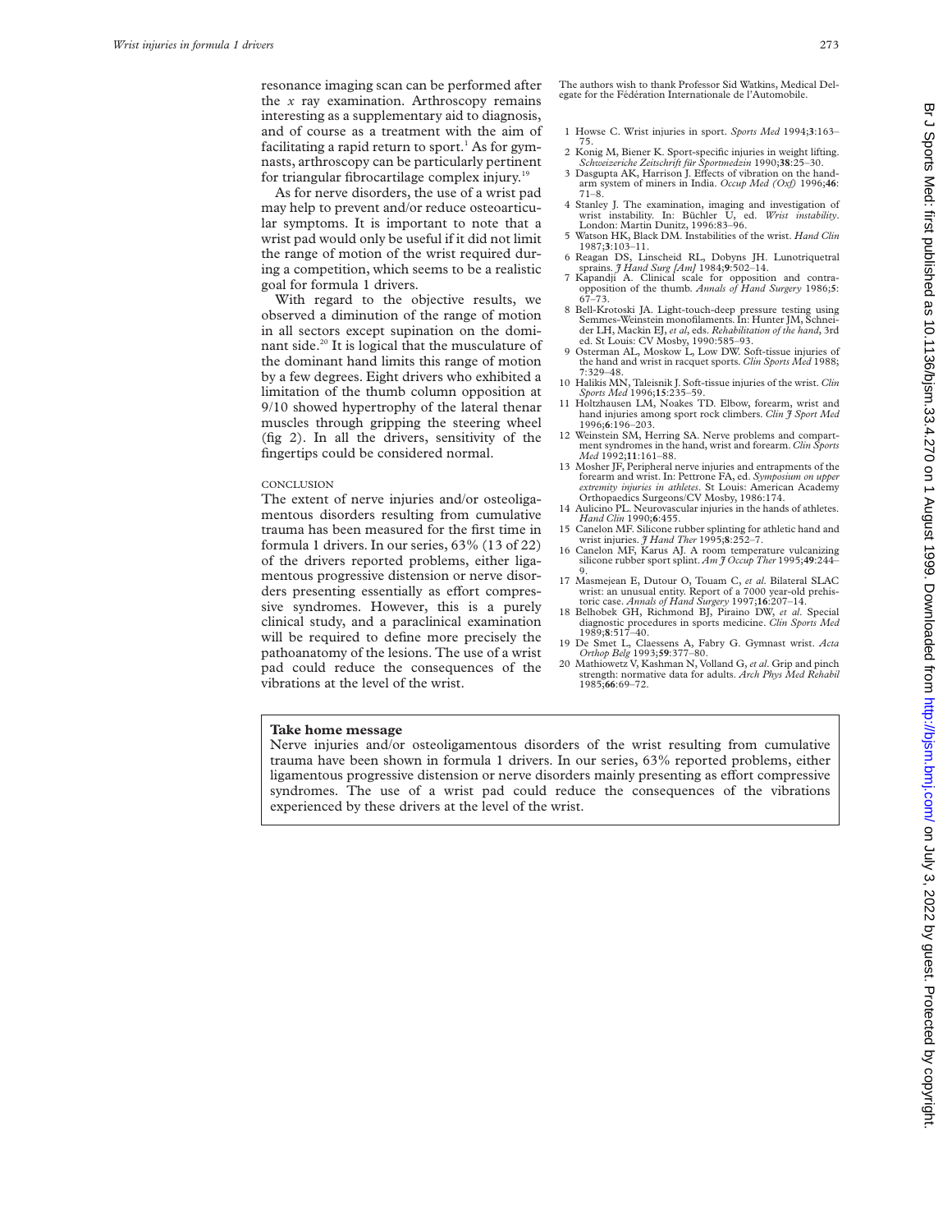resonance imaging scan can be performed after the *x* ray examination. Arthroscopy remains interesting as a supplementary aid to diagnosis, and of course as a treatment with the aim of facilitating a rapid return to sport.[1] As for gymnasts, arthroscopy can be particularly pertinent for triangular fibrocartilage complex injury.[19]

As for nerve disorders, the use of a wrist pad may help to prevent and/or reduce osteoarticular symptoms. It is important to note that a wrist pad would only be useful if it did not limit the range of motion of the wrist required during a competition, which seems to be a realistic goal for formula 1 drivers.

With regard to the objective results, we observed a diminution of the range of motion in all sectors except supination on the dominant side.[20] It is logical that the musculature of the dominant hand limits this range of motion by a few degrees. Eight drivers who exhibited a limitation of the thumb column opposition at 9/10 showed hypertrophy of the lateral thenar muscles through gripping the steering wheel (fig 2). In all the drivers, sensitivity of the fingertips could be considered normal.

## CONCLUSION

The extent of nerve injuries and/or osteoligamentous disorders resulting from cumulative trauma has been measured for the first time in formula 1 drivers. In our series, 63% (13 of 22) of the drivers reported problems, either ligamentous progressive distension or nerve disorders presenting essentially as effort compressive syndromes. However, this is a purely clinical study, and a paraclinical examination will be required to define more precisely the pathoanatomy of the lesions. The use of a wrist pad could reduce the consequences of the vibrations at the level of the wrist.

The authors wish to thank Professor Sid Watkins, Medical Delegate for the Fédération Internationale de l'Automobile.

1. Howse C. Wrist injuries in sport. *Sports Med* 1994;**3**:163–75.
2. Konig M, Biener K. Sport-specific injuries in weight lifting. *Schweizeriche Zeitschrift für Sportmedzin* 1990;**38**:25–30.
3. Dasgupta AK, Harrison J. Effects of vibration on the hand-arm system of miners in India. *Occup Med (Oxf)* 1996;**46**:71–8.
4. Stanley J. The examination, imaging and investigation of wrist instability. In: Büchler U, ed. *Wrist instability*. London: Martin Dunitz, 1996:83–96.
5. Watson HK, Black DM. Instabilities of the wrist. *Hand Clin* 1987;**3**:103–11.
6. Reagan DS, Linscheid RL, Dobyns JH. Lunotriquetral sprains. *J Hand Surg [Am]* 1984;**9**:502–14.
7. Kapandji A. Clinical scale for opposition and contra-opposition of the thumb. *Annals of Hand Surgery* 1986;**5**:67–73.
8. Bell-Krotoski JA. Light-touch-deep pressure testing using Semmes-Weinstein monofilaments. In: Hunter JM, Schneider LH, Mackin EJ, *et al*, eds. *Rehabilitation of the hand*, 3rd ed. St Louis: CV Mosby, 1990:585–93.
9. Osterman AL, Moskow L, Low DW. Soft-tissue injuries of the hand and wrist in racquet sports. *Clin Sports Med* 1988;**7**:329–48.
10. Halikis MN, Taleisnik J. Soft-tissue injuries of the wrist. *Clin Sports Med* 1996;**15**:235–59.
11. Holtzhausen LM, Noakes TD. Elbow, forearm, wrist and hand injuries among sport rock climbers. *Clin J Sport Med* 1996;**6**:196–203.
12. Weinstein SM, Herring SA. Nerve problems and compartment syndromes in the hand, wrist and forearm. *Clin Sports Med* 1992;**11**:161–88.
13. Mosher JF, Peripheral nerve injuries and entrapments of the forearm and wrist. In: Pettrone FA, ed. *Symposium on upper extremity injuries in athletes*. St Louis: American Academy Orthopaedics Surgeons/CV Mosby, 1986:174.
14. Aulicino PL. Neurovascular injuries in the hands of athletes. *Hand Clin* 1990;**6**:455.
15. Canelon MF. Silicone rubber splinting for athletic hand and wrist injuries. *J Hand Ther* 1995;**8**:252–7.
16. Canelon MF, Karus AJ. A room temperature vulcanizing silicone rubber sport splint. *Am J Occup Ther* 1995;**49**:244–9.
17. Masmejean E, Dutour O, Touam C, *et al*. Bilateral SLAC wrist: an unusual entity. Report of a 7000 year-old prehistoric case. *Annals of Hand Surgery* 1997;**16**:207–14.
18. Belhobek GH, Richmond BJ, Piraino DW, *et al*. Special diagnostic procedures in sports medicine. *Clin Sports Med* 1989;**8**:517–40.
19. De Smet L, Claessens A, Fabry G. Gymnast wrist. *Acta Orthop Belg* 1993;**59**:377–80.
20. Mathiowetz V, Kashman N, Volland G, *et al*. Grip and pinch strength: normative data for adults. *Arch Phys Med Rehabil* 1985;**66**:69–72.

**Take home message**

Nerve injuries and/or osteoligamentous disorders of the wrist resulting from cumulative trauma have been shown in formula 1 drivers. In our series, 63% reported problems, either ligamentous progressive distension or nerve disorders mainly presenting as effort compressive syndromes. The use of a wrist pad could reduce the consequences of the vibrations experienced by these drivers at the level of the wrist.